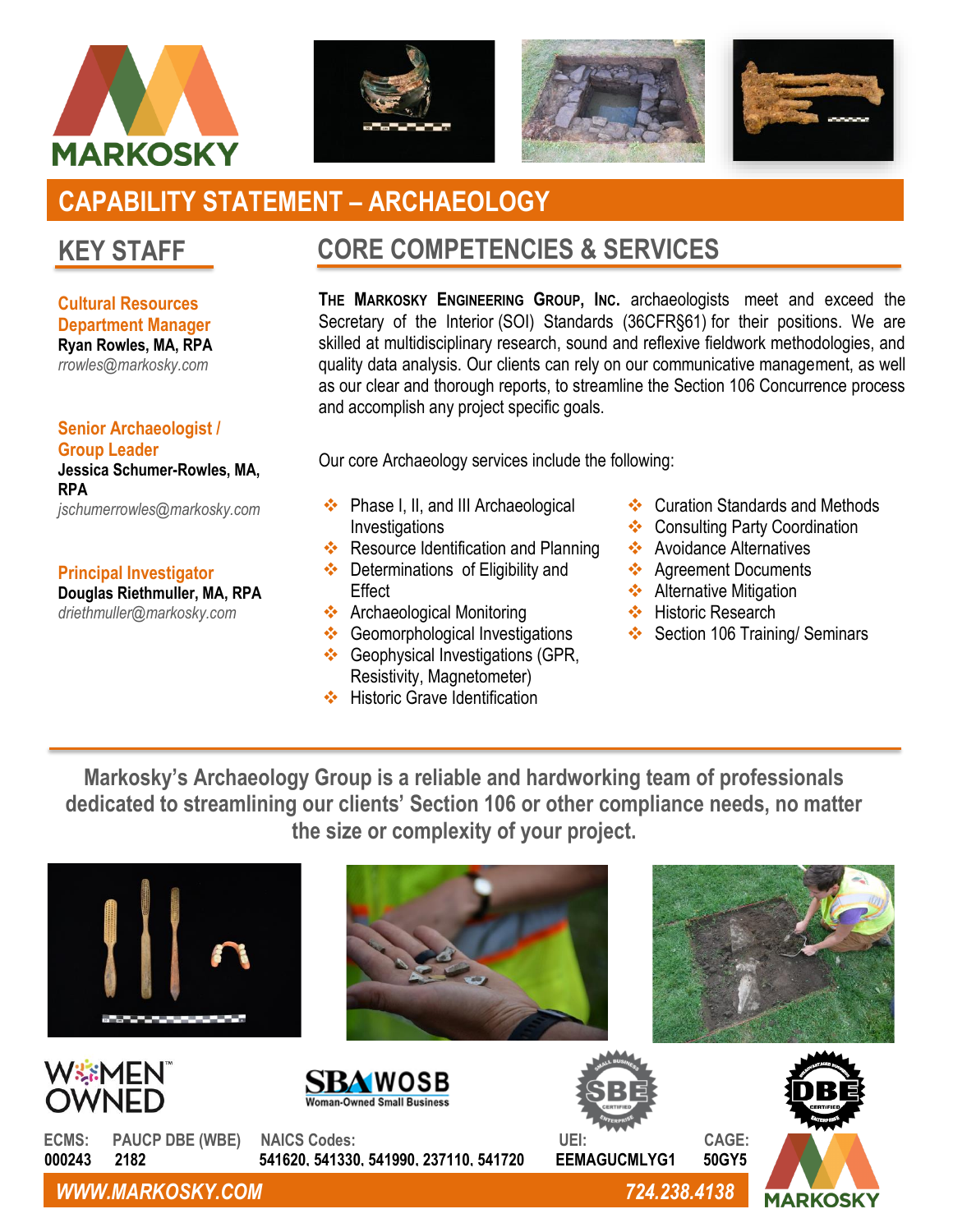# CAPABILITY STATEMENT – ARCHAEOLOGY

## KEY STAFF

**Cultural Resources Department Manager**
**Ryan Rowles, MA, RPA**
*rrowles@markosky.com*

**Senior Archaeologist / Group Leader**
**Jessica Schumer-Rowles, MA, RPA**
*jschumerrowles@markosky.com*

**Principal Investigator**
**Douglas Riethmuller, MA, RPA**
*driethmuller@markosky.com*

## CORE COMPETENCIES & SERVICES

**The Markosky Engineering Group, Inc.** archaeologists meet and exceed the Secretary of the Interior (SOI) Standards (36CFR§61) for their positions. We are skilled at multidisciplinary research, sound and reflexive fieldwork methodologies, and quality data analysis. Our clients can rely on our communicative management, as well as our clear and thorough reports, to streamline the Section 106 Concurrence process and accomplish any project specific goals.

Our core Archaeology services include the following:

- Phase I, II, and III Archaeological Investigations
- Resource Identification and Planning
- Determinations of Eligibility and Effect
- Archaeological Monitoring
- Geomorphological Investigations
- Geophysical Investigations (GPR, Resistivity, Magnetometer)
- Historic Grave Identification
- Curation Standards and Methods
- Consulting Party Coordination
- Avoidance Alternatives
- Agreement Documents
- Alternative Mitigation
- Historic Research
- Section 106 Training/ Seminars

**Markosky's Archaeology Group is a reliable and hardworking team of professionals dedicated to streamlining our clients' Section 106 or other compliance needs, no matter the size or complexity of your project.**

WOMEN OWNED | SBA WOSB Woman-Owned Small Business | SBE | DBE

| ECMS: | PAUCP DBE (WBE) | NAICS Codes: | UEI: | CAGE: |
|---|---|---|---|---|
| 000243 | 2182 | 541620, 541330, 541990, 237110, 541720 | EEMAGUCMLYG1 | 50GY5 |

*WWW.MARKOSKY.COM* *724.238.4138*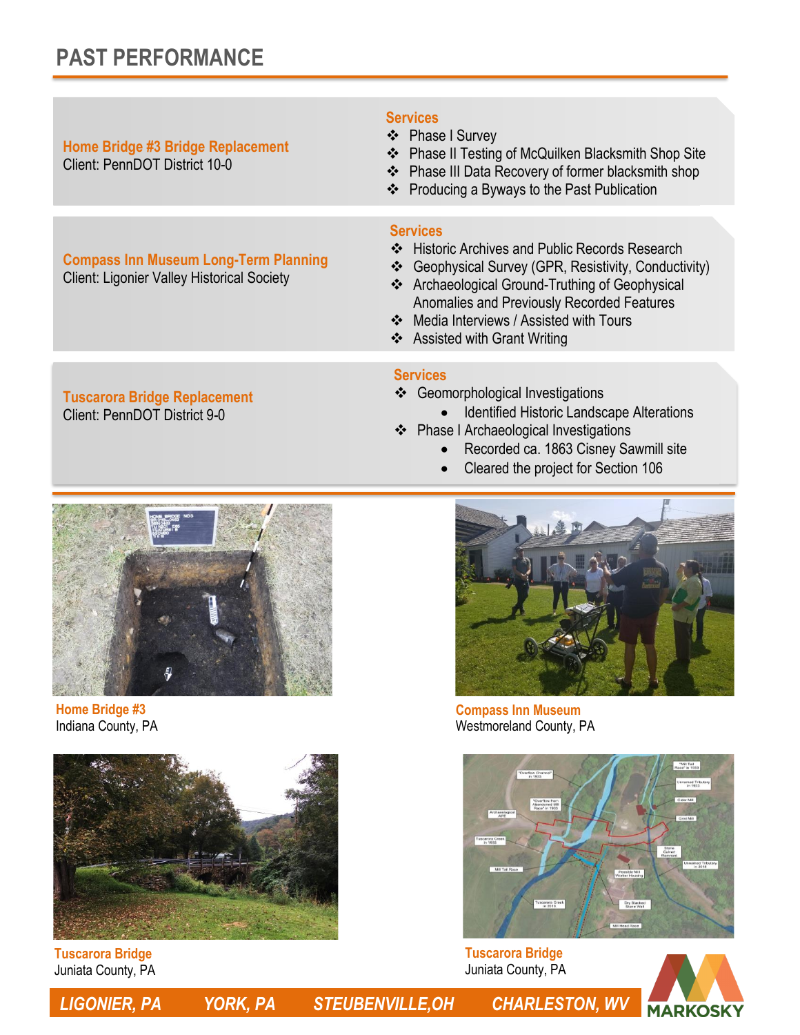# PAST PERFORMANCE

**Home Bridge #3 Bridge Replacement**
Client: PennDOT District 10-0

**Services**
- Phase I Survey
- Phase II Testing of McQuilken Blacksmith Shop Site
- Phase III Data Recovery of former blacksmith shop
- Producing a Byways to the Past Publication

**Compass Inn Museum Long-Term Planning**
Client: Ligonier Valley Historical Society

**Services**
- Historic Archives and Public Records Research
- Geophysical Survey (GPR, Resistivity, Conductivity)
- Archaeological Ground-Truthing of Geophysical Anomalies and Previously Recorded Features
- Media Interviews / Assisted with Tours
- Assisted with Grant Writing

**Tuscarora Bridge Replacement**
Client: PennDOT District 9-0

**Services**
- Geomorphological Investigations
  - Identified Historic Landscape Alterations
- Phase I Archaeological Investigations
  - Recorded ca. 1863 Cisney Sawmill site
  - Cleared the project for Section 106

**Home Bridge #3**
Indiana County, PA

**Compass Inn Museum**
Westmoreland County, PA

**Tuscarora Bridge**
Juniata County, PA

**Tuscarora Bridge**
Juniata County, PA

LIGONIER, PA YORK, PA STEUBENVILLE,OH CHARLESTON, WV

MARKOSKY